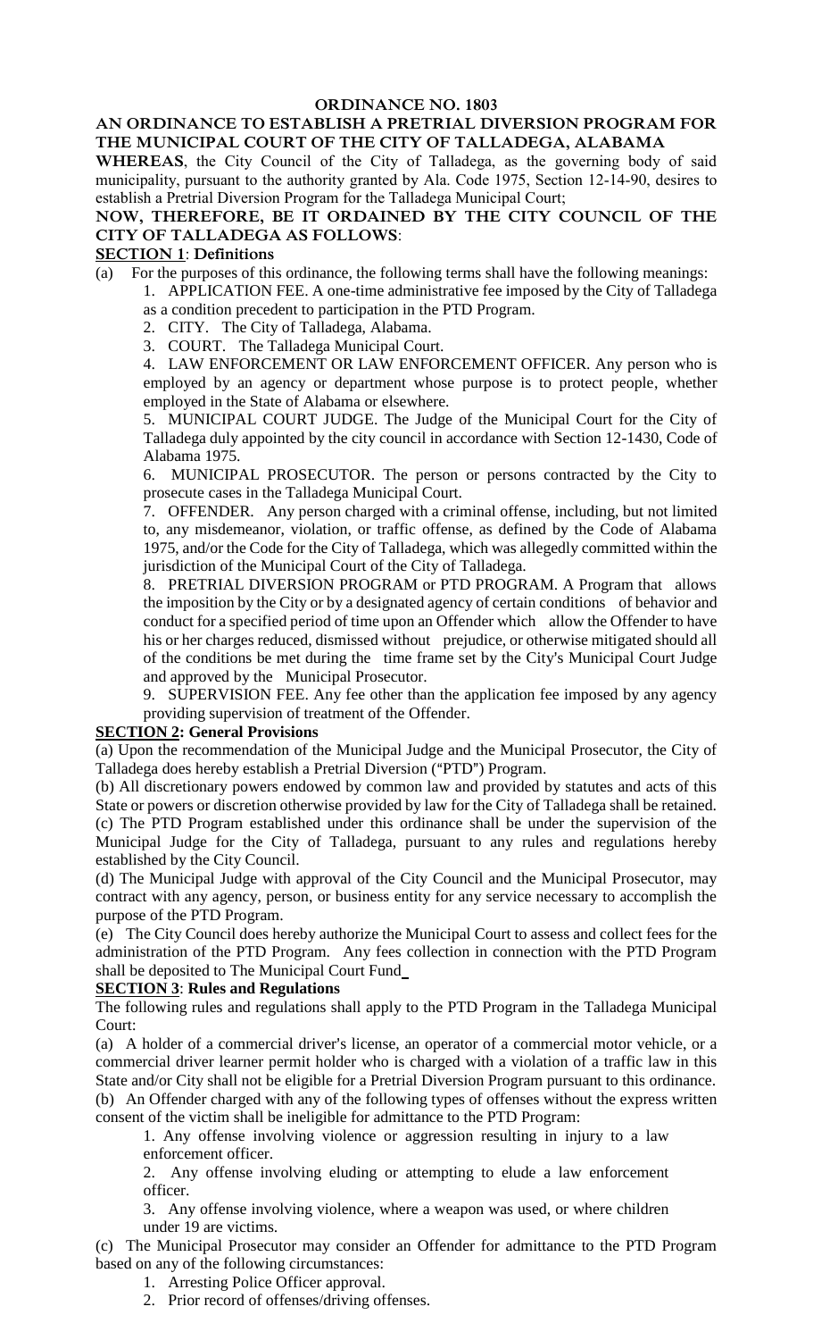**ORDINANCE NO. 1803**

**AN ORDINANCE TO ESTABLISH A PRETRIAL DIVERSION PROGRAM FOR THE MUNICIPAL COURT OF THE CITY OF TALLADEGA, ALABAMA**

**WHEREAS**, the City Council of the City of Talladega, as the governing body of said municipality, pursuant to the authority granted by Ala. Code 1975, Section 12-14-90, desires to establish a Pretrial Diversion Program for the Talladega Municipal Court;

**NOW, THEREFORE, BE IT ORDAINED BY THE CITY COUNCIL OF THE CITY OF TALLADEGA AS FOLLOWS**:

**SECTION 1**: **Definitions**

(a) For the purposes of this ordinance, the following terms shall have the following meanings:

1. APPLICATION FEE. A one-time administrative fee imposed by the City of Talladega as a condition precedent to participation in the PTD Program.
2. CITY. The City of Talladega, Alabama.
3. COURT. The Talladega Municipal Court.
4. LAW ENFORCEMENT OR LAW ENFORCEMENT OFFICER. Any person who is employed by an agency or department whose purpose is to protect people, whether employed in the State of Alabama or elsewhere.
5. MUNICIPAL COURT JUDGE. The Judge of the Municipal Court for the City of Talladega duly appointed by the city council in accordance with Section 12-1430, Code of Alabama 1975.
6. MUNICIPAL PROSECUTOR. The person or persons contracted by the City to prosecute cases in the Talladega Municipal Court.
7. OFFENDER. Any person charged with a criminal offense, including, but not limited to, any misdemeanor, violation, or traffic offense, as defined by the Code of Alabama 1975, and/or the Code for the City of Talladega, which was allegedly committed within the jurisdiction of the Municipal Court of the City of Talladega.
8. PRETRIAL DIVERSION PROGRAM or PTD PROGRAM. A Program that allows the imposition by the City or by a designated agency of certain conditions of behavior and conduct for a specified period of time upon an Offender which allow the Offender to have his or her charges reduced, dismissed without prejudice, or otherwise mitigated should all of the conditions be met during the time frame set by the City's Municipal Court Judge and approved by the Municipal Prosecutor.
9. SUPERVISION FEE. Any fee other than the application fee imposed by any agency providing supervision of treatment of the Offender.

**SECTION 2: General Provisions**

(a) Upon the recommendation of the Municipal Judge and the Municipal Prosecutor, the City of Talladega does hereby establish a Pretrial Diversion ("PTD") Program.

(b) All discretionary powers endowed by common law and provided by statutes and acts of this State or powers or discretion otherwise provided by law for the City of Talladega shall be retained.

(c) The PTD Program established under this ordinance shall be under the supervision of the Municipal Judge for the City of Talladega, pursuant to any rules and regulations hereby established by the City Council.

(d) The Municipal Judge with approval of the City Council and the Municipal Prosecutor, may contract with any agency, person, or business entity for any service necessary to accomplish the purpose of the PTD Program.

(e) The City Council does hereby authorize the Municipal Court to assess and collect fees for the administration of the PTD Program. Any fees collection in connection with the PTD Program shall be deposited to The Municipal Court Fund

**SECTION 3**: **Rules and Regulations**

The following rules and regulations shall apply to the PTD Program in the Talladega Municipal Court:

(a) A holder of a commercial driver's license, an operator of a commercial motor vehicle, or a commercial driver learner permit holder who is charged with a violation of a traffic law in this State and/or City shall not be eligible for a Pretrial Diversion Program pursuant to this ordinance.

(b) An Offender charged with any of the following types of offenses without the express written consent of the victim shall be ineligible for admittance to the PTD Program:

1. Any offense involving violence or aggression resulting in injury to a law enforcement officer.
2. Any offense involving eluding or attempting to elude a law enforcement officer.
3. Any offense involving violence, where a weapon was used, or where children under 19 are victims.

(c) The Municipal Prosecutor may consider an Offender for admittance to the PTD Program based on any of the following circumstances:

1. Arresting Police Officer approval.
2. Prior record of offenses/driving offenses.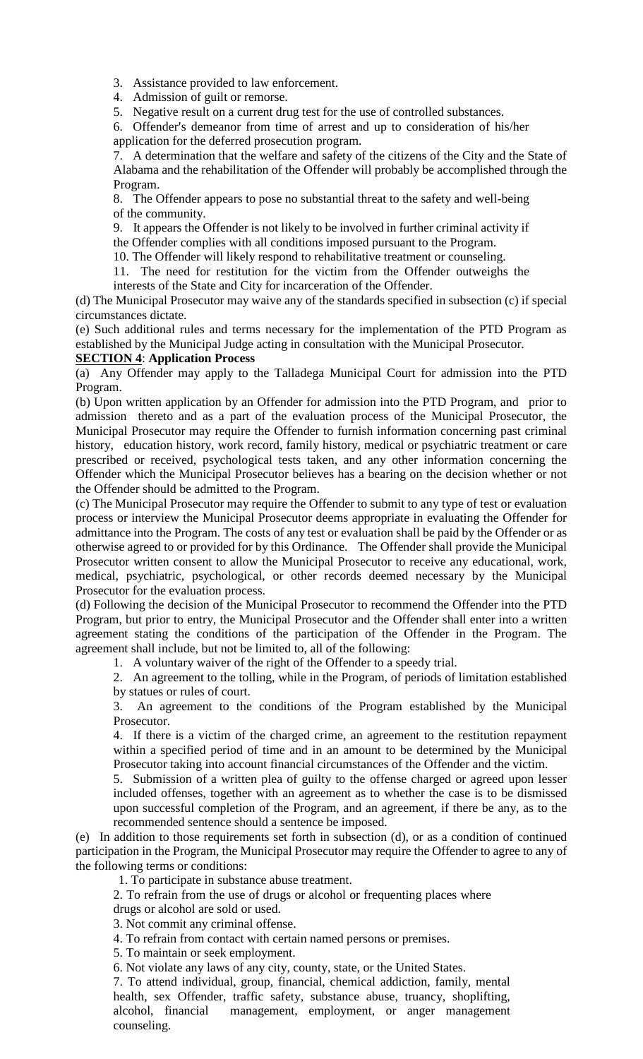3. Assistance provided to law enforcement.
4. Admission of guilt or remorse.
5. Negative result on a current drug test for the use of controlled substances.
6. Offender's demeanor from time of arrest and up to consideration of his/her application for the deferred prosecution program.
7. A determination that the welfare and safety of the citizens of the City and the State of Alabama and the rehabilitation of the Offender will probably be accomplished through the Program.
8. The Offender appears to pose no substantial threat to the safety and well-being of the community.
9. It appears the Offender is not likely to be involved in further criminal activity if the Offender complies with all conditions imposed pursuant to the Program.
10. The Offender will likely respond to rehabilitative treatment or counseling.
11. The need for restitution for the victim from the Offender outweighs the interests of the State and City for incarceration of the Offender.

(d) The Municipal Prosecutor may waive any of the standards specified in subsection (c) if special circumstances dictate.

(e) Such additional rules and terms necessary for the implementation of the PTD Program as established by the Municipal Judge acting in consultation with the Municipal Prosecutor.

**SECTION 4**: **Application Process**

(a) Any Offender may apply to the Talladega Municipal Court for admission into the PTD Program.

(b) Upon written application by an Offender for admission into the PTD Program, and prior to admission thereto and as a part of the evaluation process of the Municipal Prosecutor, the Municipal Prosecutor may require the Offender to furnish information concerning past criminal history, education history, work record, family history, medical or psychiatric treatment or care prescribed or received, psychological tests taken, and any other information concerning the Offender which the Municipal Prosecutor believes has a bearing on the decision whether or not the Offender should be admitted to the Program.

(c) The Municipal Prosecutor may require the Offender to submit to any type of test or evaluation process or interview the Municipal Prosecutor deems appropriate in evaluating the Offender for admittance into the Program. The costs of any test or evaluation shall be paid by the Offender or as otherwise agreed to or provided for by this Ordinance. The Offender shall provide the Municipal Prosecutor written consent to allow the Municipal Prosecutor to receive any educational, work, medical, psychiatric, psychological, or other records deemed necessary by the Municipal Prosecutor for the evaluation process.

(d) Following the decision of the Municipal Prosecutor to recommend the Offender into the PTD Program, but prior to entry, the Municipal Prosecutor and the Offender shall enter into a written agreement stating the conditions of the participation of the Offender in the Program. The agreement shall include, but not be limited to, all of the following:

1. A voluntary waiver of the right of the Offender to a speedy trial.
2. An agreement to the tolling, while in the Program, of periods of limitation established by statues or rules of court.
3. An agreement to the conditions of the Program established by the Municipal Prosecutor.
4. If there is a victim of the charged crime, an agreement to the restitution repayment within a specified period of time and in an amount to be determined by the Municipal Prosecutor taking into account financial circumstances of the Offender and the victim.
5. Submission of a written plea of guilty to the offense charged or agreed upon lesser included offenses, together with an agreement as to whether the case is to be dismissed upon successful completion of the Program, and an agreement, if there be any, as to the recommended sentence should a sentence be imposed.

(e) In addition to those requirements set forth in subsection (d), or as a condition of continued participation in the Program, the Municipal Prosecutor may require the Offender to agree to any of the following terms or conditions:

1. To participate in substance abuse treatment.
2. To refrain from the use of drugs or alcohol or frequenting places where drugs or alcohol are sold or used.
3. Not commit any criminal offense.
4. To refrain from contact with certain named persons or premises.
5. To maintain or seek employment.
6. Not violate any laws of any city, county, state, or the United States.
7. To attend individual, group, financial, chemical addiction, family, mental health, sex Offender, traffic safety, substance abuse, truancy, shoplifting, alcohol, financial management, employment, or anger management counseling.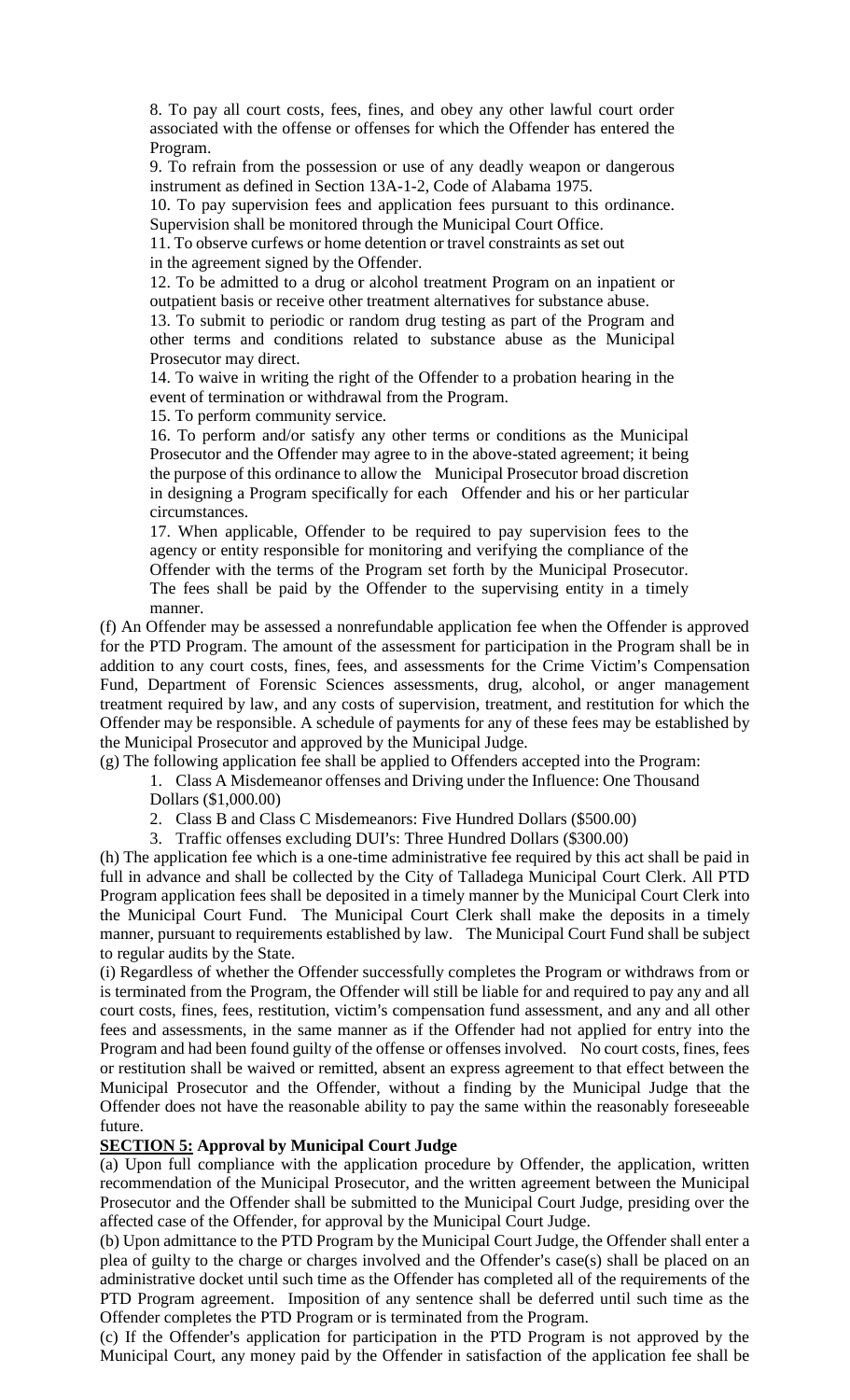8. To pay all court costs, fees, fines, and obey any other lawful court order associated with the offense or offenses for which the Offender has entered the Program.

9. To refrain from the possession or use of any deadly weapon or dangerous instrument as defined in Section 13A-1-2, Code of Alabama 1975.

10. To pay supervision fees and application fees pursuant to this ordinance. Supervision shall be monitored through the Municipal Court Office.

11. To observe curfews or home detention or travel constraints as set out in the agreement signed by the Offender.

12. To be admitted to a drug or alcohol treatment Program on an inpatient or outpatient basis or receive other treatment alternatives for substance abuse.

13. To submit to periodic or random drug testing as part of the Program and other terms and conditions related to substance abuse as the Municipal Prosecutor may direct.

14. To waive in writing the right of the Offender to a probation hearing in the event of termination or withdrawal from the Program.

15. To perform community service.

16. To perform and/or satisfy any other terms or conditions as the Municipal Prosecutor and the Offender may agree to in the above-stated agreement; it being the purpose of this ordinance to allow the Municipal Prosecutor broad discretion in designing a Program specifically for each Offender and his or her particular circumstances.

17. When applicable, Offender to be required to pay supervision fees to the agency or entity responsible for monitoring and verifying the compliance of the Offender with the terms of the Program set forth by the Municipal Prosecutor. The fees shall be paid by the Offender to the supervising entity in a timely manner.

(f) An Offender may be assessed a nonrefundable application fee when the Offender is approved for the PTD Program. The amount of the assessment for participation in the Program shall be in addition to any court costs, fines, fees, and assessments for the Crime Victim's Compensation Fund, Department of Forensic Sciences assessments, drug, alcohol, or anger management treatment required by law, and any costs of supervision, treatment, and restitution for which the Offender may be responsible. A schedule of payments for any of these fees may be established by the Municipal Prosecutor and approved by the Municipal Judge.

(g) The following application fee shall be applied to Offenders accepted into the Program:

1. Class A Misdemeanor offenses and Driving under the Influence: One Thousand Dollars ($1,000.00)
2. Class B and Class C Misdemeanors: Five Hundred Dollars ($500.00)
3. Traffic offenses excluding DUI's: Three Hundred Dollars ($300.00)

(h) The application fee which is a one-time administrative fee required by this act shall be paid in full in advance and shall be collected by the City of Talladega Municipal Court Clerk. All PTD Program application fees shall be deposited in a timely manner by the Municipal Court Clerk into the Municipal Court Fund. The Municipal Court Clerk shall make the deposits in a timely manner, pursuant to requirements established by law. The Municipal Court Fund shall be subject to regular audits by the State.

(i) Regardless of whether the Offender successfully completes the Program or withdraws from or is terminated from the Program, the Offender will still be liable for and required to pay any and all court costs, fines, fees, restitution, victim's compensation fund assessment, and any and all other fees and assessments, in the same manner as if the Offender had not applied for entry into the Program and had been found guilty of the offense or offenses involved. No court costs, fines, fees or restitution shall be waived or remitted, absent an express agreement to that effect between the Municipal Prosecutor and the Offender, without a finding by the Municipal Judge that the Offender does not have the reasonable ability to pay the same within the reasonably foreseeable future.

**SECTION 5: Approval by Municipal Court Judge**

(a) Upon full compliance with the application procedure by Offender, the application, written recommendation of the Municipal Prosecutor, and the written agreement between the Municipal Prosecutor and the Offender shall be submitted to the Municipal Court Judge, presiding over the affected case of the Offender, for approval by the Municipal Court Judge.

(b) Upon admittance to the PTD Program by the Municipal Court Judge, the Offender shall enter a plea of guilty to the charge or charges involved and the Offender's case(s) shall be placed on an administrative docket until such time as the Offender has completed all of the requirements of the PTD Program agreement. Imposition of any sentence shall be deferred until such time as the Offender completes the PTD Program or is terminated from the Program.

(c) If the Offender's application for participation in the PTD Program is not approved by the Municipal Court, any money paid by the Offender in satisfaction of the application fee shall be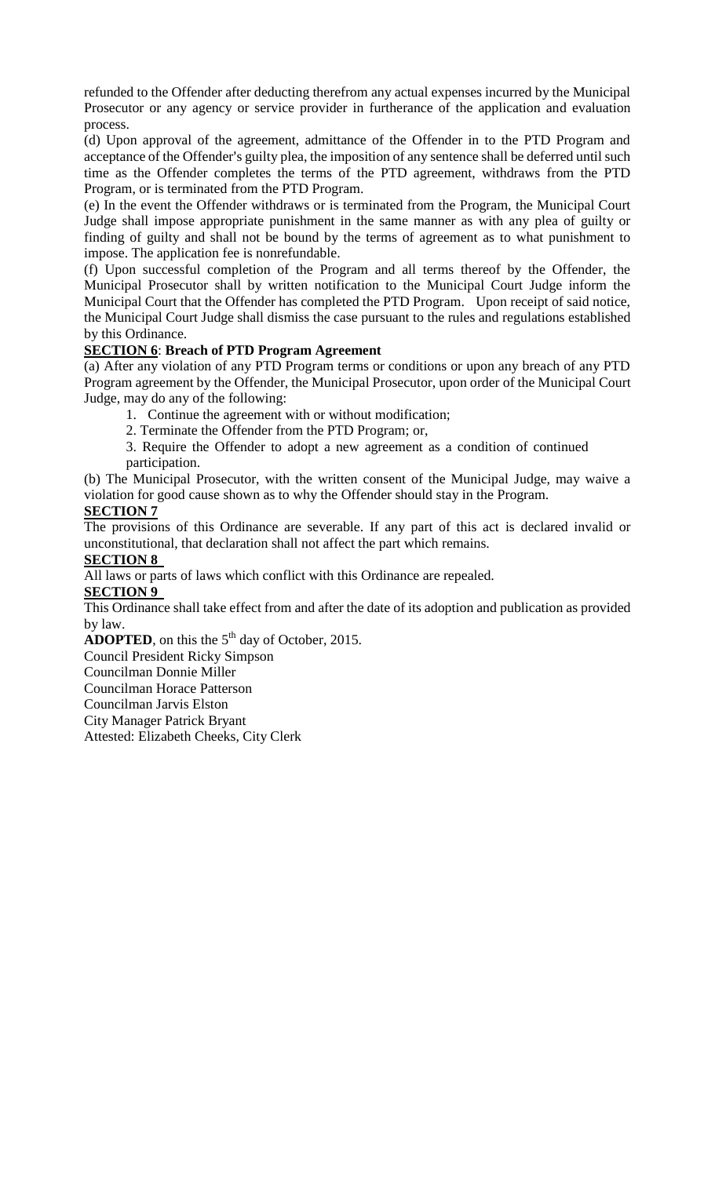refunded to the Offender after deducting therefrom any actual expenses incurred by the Municipal Prosecutor or any agency or service provider in furtherance of the application and evaluation process.

(d) Upon approval of the agreement, admittance of the Offender in to the PTD Program and acceptance of the Offender's guilty plea, the imposition of any sentence shall be deferred until such time as the Offender completes the terms of the PTD agreement, withdraws from the PTD Program, or is terminated from the PTD Program.

(e) In the event the Offender withdraws or is terminated from the Program, the Municipal Court Judge shall impose appropriate punishment in the same manner as with any plea of guilty or finding of guilty and shall not be bound by the terms of agreement as to what punishment to impose. The application fee is nonrefundable.

(f) Upon successful completion of the Program and all terms thereof by the Offender, the Municipal Prosecutor shall by written notification to the Municipal Court Judge inform the Municipal Court that the Offender has completed the PTD Program. Upon receipt of said notice, the Municipal Court Judge shall dismiss the case pursuant to the rules and regulations established by this Ordinance.

**SECTION 6**: **Breach of PTD Program Agreement**

(a) After any violation of any PTD Program terms or conditions or upon any breach of any PTD Program agreement by the Offender, the Municipal Prosecutor, upon order of the Municipal Court Judge, may do any of the following:

1. Continue the agreement with or without modification;
2. Terminate the Offender from the PTD Program; or,
3. Require the Offender to adopt a new agreement as a condition of continued participation.

(b) The Municipal Prosecutor, with the written consent of the Municipal Judge, may waive a violation for good cause shown as to why the Offender should stay in the Program.

**SECTION 7**

The provisions of this Ordinance are severable. If any part of this act is declared invalid or unconstitutional, that declaration shall not affect the part which remains.

**SECTION 8**

All laws or parts of laws which conflict with this Ordinance are repealed.

**SECTION 9**

This Ordinance shall take effect from and after the date of its adoption and publication as provided by law.

**ADOPTED**, on this the 5th day of October, 2015.

Council President Ricky Simpson

Councilman Donnie Miller

Councilman Horace Patterson

Councilman Jarvis Elston

City Manager Patrick Bryant

Attested: Elizabeth Cheeks, City Clerk